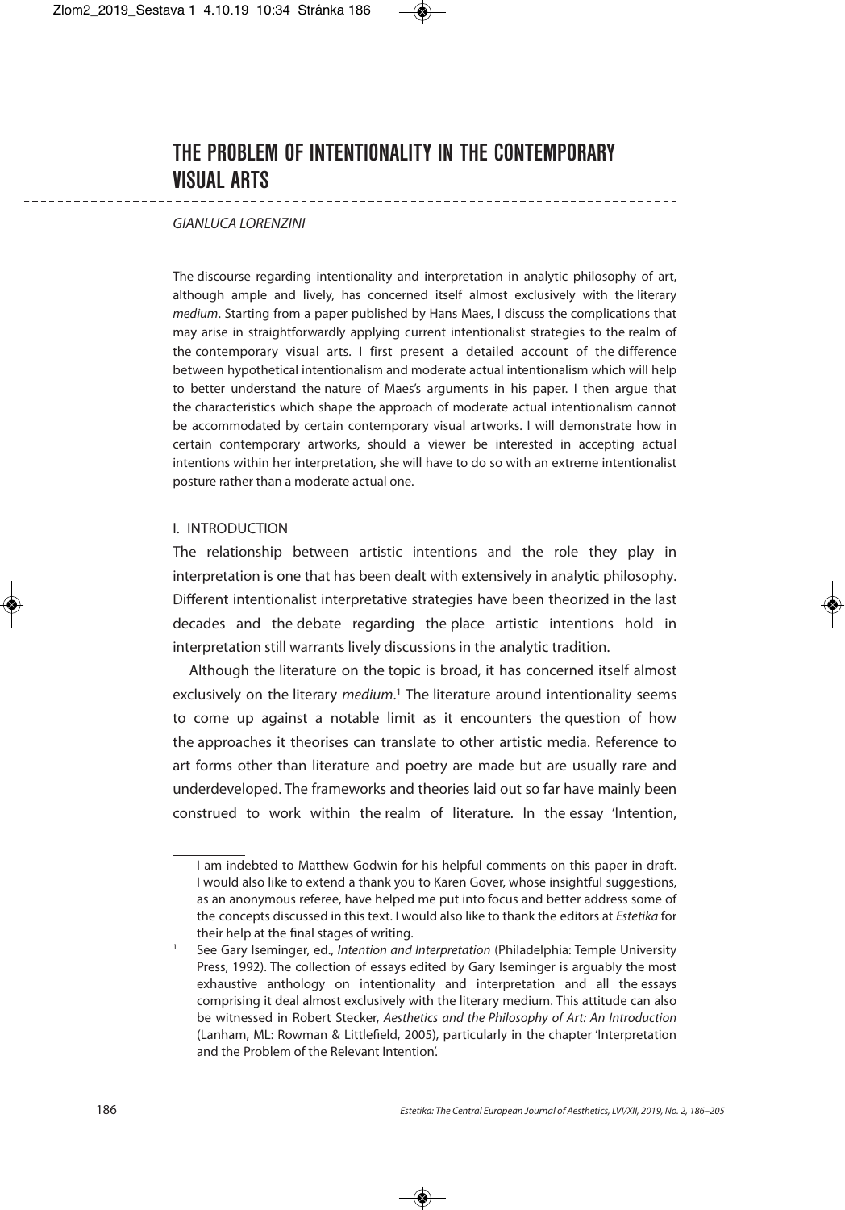# THE PROBLEM OF INTENTIONALITY IN THE CONTEMPORARY VISUAL ARTS

*GIANLUCA LORENZINI*

The discourse regarding intentionality and interpretation in analytic philosophy of art, although ample and lively, has concerned itself almost exclusively with the literary *medium*. Starting from a paper published by Hans Maes, I discuss the complications that may arise in straightforwardly applying current intentionalist strategies to the realm of the contemporary visual arts. I first present a detailed account of the difference between hypothetical intentionalism and moderate actual intentionalism which will help to better understand the nature of Maes's arguments in his paper. I then argue that the characteristics which shape the approach of moderate actual intentionalism cannot be accommodated by certain contemporary visual artworks. I will demonstrate how in certain contemporary artworks, should a viewer be interested in accepting actual intentions within her interpretation, she will have to do so with an extreme intentionalist posture rather than a moderate actual one.

## I. INTRODUCTION

The relationship between artistic intentions and the role they play in interpretation is one that has been dealt with extensively in analytic philosophy. Different intentionalist interpretative strategies have been theorized in the last decades and the debate regarding the place artistic intentions hold in interpretation still warrants lively discussions in the analytic tradition.

Although the literature on the topic is broad, it has concerned itself almost exclusively on the literary *medium*.[1] The literature around intentionality seems to come up against a notable limit as it encounters the question of how the approaches it theorises can translate to other artistic media. Reference to art forms other than literature and poetry are made but are usually rare and underdeveloped. The frameworks and theories laid out so far have mainly been construed to work within the realm of literature. In the essay 'Intention,

---

I am indebted to Matthew Godwin for his helpful comments on this paper in draft. I would also like to extend a thank you to Karen Gover, whose insightful suggestions, as an anonymous referee, have helped me put into focus and better address some of the concepts discussed in this text. I would also like to thank the editors at *Estetika* for their help at the final stages of writing.

[1] See Gary Iseminger, ed., *Intention and Interpretation* (Philadelphia: Temple University Press, 1992). The collection of essays edited by Gary Iseminger is arguably the most exhaustive anthology on intentionality and interpretation and all the essays comprising it deal almost exclusively with the literary medium. This attitude can also be witnessed in Robert Stecker, *Aesthetics and the Philosophy of Art: An Introduction* (Lanham, ML: Rowman & Littlefield, 2005), particularly in the chapter 'Interpretation and the Problem of the Relevant Intention'.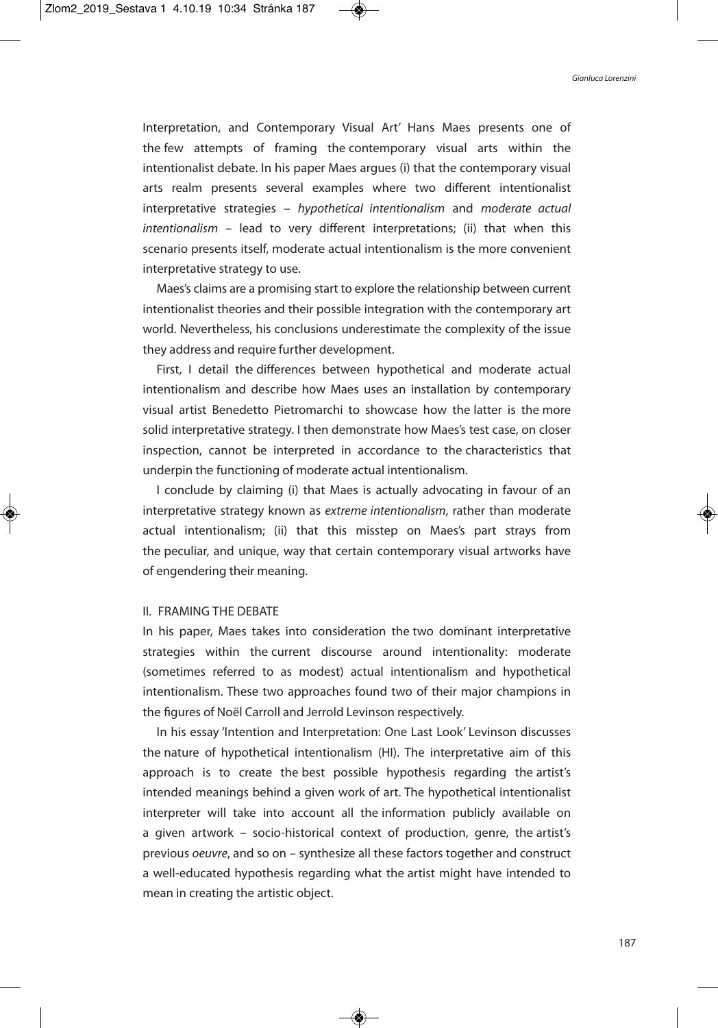Interpretation, and Contemporary Visual Art' Hans Maes presents one of the few attempts of framing the contemporary visual arts within the intentionalist debate. In his paper Maes argues (i) that the contemporary visual arts realm presents several examples where two different intentionalist interpretative strategies – *hypothetical intentionalism* and *moderate actual intentionalism* – lead to very different interpretations; (ii) that when this scenario presents itself, moderate actual intentionalism is the more convenient interpretative strategy to use.

Maes's claims are a promising start to explore the relationship between current intentionalist theories and their possible integration with the contemporary art world. Nevertheless, his conclusions underestimate the complexity of the issue they address and require further development.

First, I detail the differences between hypothetical and moderate actual intentionalism and describe how Maes uses an installation by contemporary visual artist Benedetto Pietromarchi to showcase how the latter is the more solid interpretative strategy. I then demonstrate how Maes's test case, on closer inspection, cannot be interpreted in accordance to the characteristics that underpin the functioning of moderate actual intentionalism.

I conclude by claiming (i) that Maes is actually advocating in favour of an interpretative strategy known as *extreme intentionalism*, rather than moderate actual intentionalism; (ii) that this misstep on Maes's part strays from the peculiar, and unique, way that certain contemporary visual artworks have of engendering their meaning.

## II. FRAMING THE DEBATE

In his paper, Maes takes into consideration the two dominant interpretative strategies within the current discourse around intentionality: moderate (sometimes referred to as modest) actual intentionalism and hypothetical intentionalism. These two approaches found two of their major champions in the figures of Noël Carroll and Jerrold Levinson respectively.

In his essay 'Intention and Interpretation: One Last Look' Levinson discusses the nature of hypothetical intentionalism (HI). The interpretative aim of this approach is to create the best possible hypothesis regarding the artist's intended meanings behind a given work of art. The hypothetical intentionalist interpreter will take into account all the information publicly available on a given artwork – socio-historical context of production, genre, the artist's previous *oeuvre*, and so on – synthesize all these factors together and construct a well-educated hypothesis regarding what the artist might have intended to mean in creating the artistic object.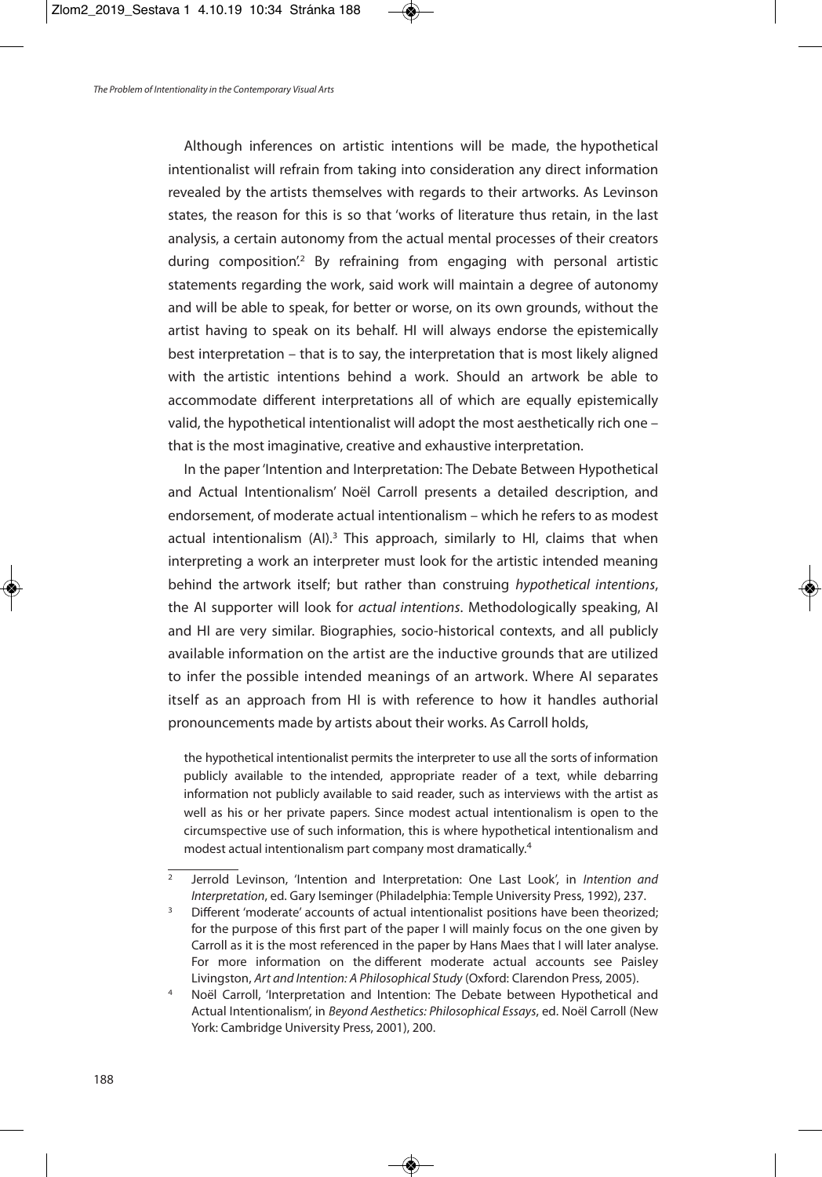Although inferences on artistic intentions will be made, the hypothetical intentionalist will refrain from taking into consideration any direct information revealed by the artists themselves with regards to their artworks. As Levinson states, the reason for this is so that 'works of literature thus retain, in the last analysis, a certain autonomy from the actual mental processes of their creators during composition'.[2] By refraining from engaging with personal artistic statements regarding the work, said work will maintain a degree of autonomy and will be able to speak, for better or worse, on its own grounds, without the artist having to speak on its behalf. HI will always endorse the epistemically best interpretation – that is to say, the interpretation that is most likely aligned with the artistic intentions behind a work. Should an artwork be able to accommodate different interpretations all of which are equally epistemically valid, the hypothetical intentionalist will adopt the most aesthetically rich one – that is the most imaginative, creative and exhaustive interpretation.

In the paper 'Intention and Interpretation: The Debate Between Hypothetical and Actual Intentionalism' Noël Carroll presents a detailed description, and endorsement, of moderate actual intentionalism – which he refers to as modest actual intentionalism (AI).[3] This approach, similarly to HI, claims that when interpreting a work an interpreter must look for the artistic intended meaning behind the artwork itself; but rather than construing *hypothetical intentions*, the AI supporter will look for *actual intentions*. Methodologically speaking, AI and HI are very similar. Biographies, socio-historical contexts, and all publicly available information on the artist are the inductive grounds that are utilized to infer the possible intended meanings of an artwork. Where AI separates itself as an approach from HI is with reference to how it handles authorial pronouncements made by artists about their works. As Carroll holds,

> the hypothetical intentionalist permits the interpreter to use all the sorts of information publicly available to the intended, appropriate reader of a text, while debarring information not publicly available to said reader, such as interviews with the artist as well as his or her private papers. Since modest actual intentionalism is open to the circumspective use of such information, this is where hypothetical intentionalism and modest actual intentionalism part company most dramatically.[4]

---

[2] Jerrold Levinson, 'Intention and Interpretation: One Last Look', in *Intention and Interpretation*, ed. Gary Iseminger (Philadelphia: Temple University Press, 1992), 237.

[3] Different 'moderate' accounts of actual intentionalist positions have been theorized; for the purpose of this first part of the paper I will mainly focus on the one given by Carroll as it is the most referenced in the paper by Hans Maes that I will later analyse. For more information on the different moderate actual accounts see Paisley Livingston, *Art and Intention: A Philosophical Study* (Oxford: Clarendon Press, 2005).

[4] Noël Carroll, 'Interpretation and Intention: The Debate between Hypothetical and Actual Intentionalism', in *Beyond Aesthetics: Philosophical Essays*, ed. Noël Carroll (New York: Cambridge University Press, 2001), 200.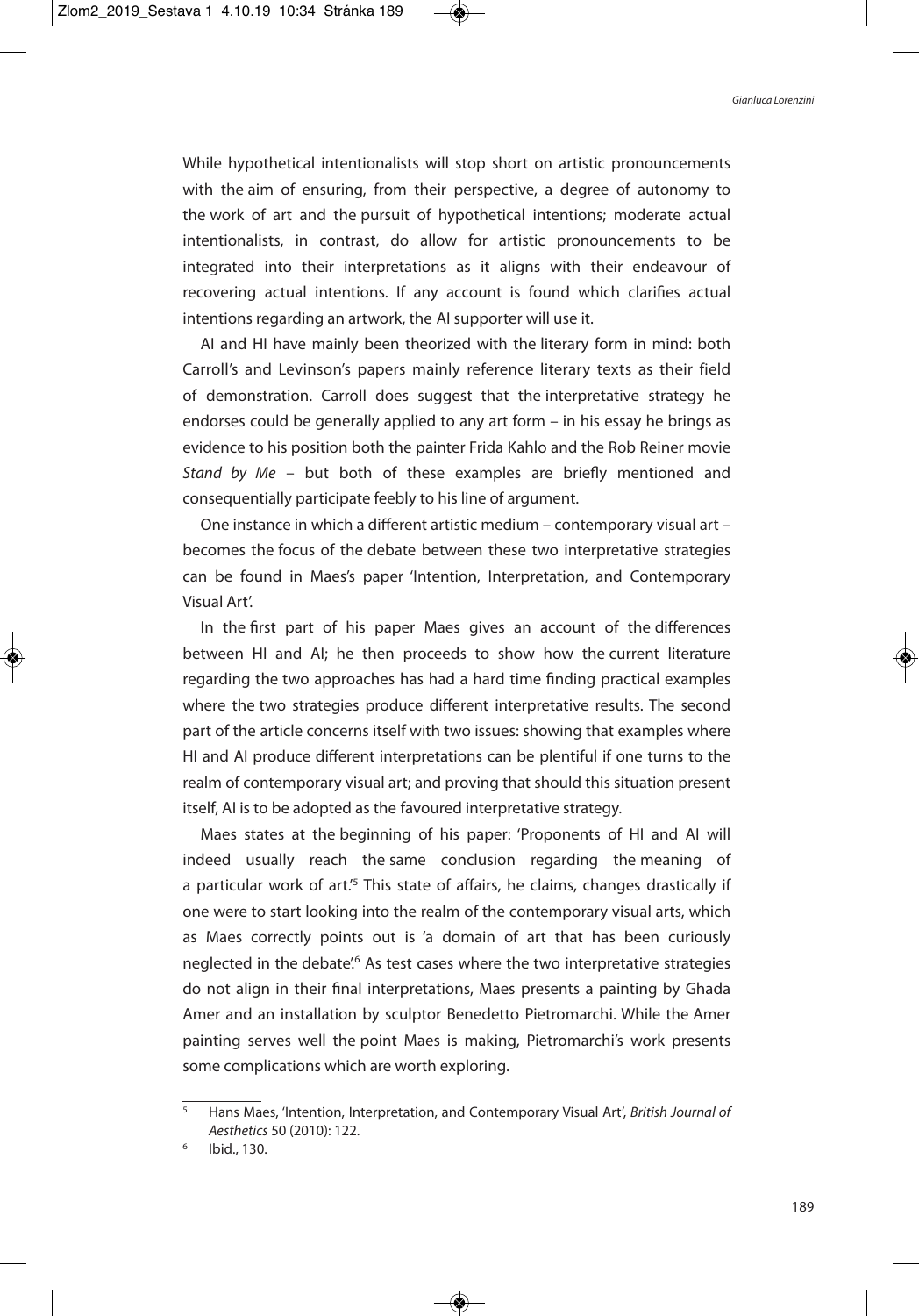While hypothetical intentionalists will stop short on artistic pronouncements with the aim of ensuring, from their perspective, a degree of autonomy to the work of art and the pursuit of hypothetical intentions; moderate actual intentionalists, in contrast, do allow for artistic pronouncements to be integrated into their interpretations as it aligns with their endeavour of recovering actual intentions. If any account is found which clarifies actual intentions regarding an artwork, the AI supporter will use it.

AI and HI have mainly been theorized with the literary form in mind: both Carroll's and Levinson's papers mainly reference literary texts as their field of demonstration. Carroll does suggest that the interpretative strategy he endorses could be generally applied to any art form – in his essay he brings as evidence to his position both the painter Frida Kahlo and the Rob Reiner movie *Stand by Me* – but both of these examples are briefly mentioned and consequentially participate feebly to his line of argument.

One instance in which a different artistic medium – contemporary visual art – becomes the focus of the debate between these two interpretative strategies can be found in Maes's paper 'Intention, Interpretation, and Contemporary Visual Art'.

In the first part of his paper Maes gives an account of the differences between HI and AI; he then proceeds to show how the current literature regarding the two approaches has had a hard time finding practical examples where the two strategies produce different interpretative results. The second part of the article concerns itself with two issues: showing that examples where HI and AI produce different interpretations can be plentiful if one turns to the realm of contemporary visual art; and proving that should this situation present itself, AI is to be adopted as the favoured interpretative strategy.

Maes states at the beginning of his paper: 'Proponents of HI and AI will indeed usually reach the same conclusion regarding the meaning of a particular work of art.'[5] This state of affairs, he claims, changes drastically if one were to start looking into the realm of the contemporary visual arts, which as Maes correctly points out is 'a domain of art that has been curiously neglected in the debate'.[6] As test cases where the two interpretative strategies do not align in their final interpretations, Maes presents a painting by Ghada Amer and an installation by sculptor Benedetto Pietromarchi. While the Amer painting serves well the point Maes is making, Pietromarchi's work presents some complications which are worth exploring.

---

[5] Hans Maes, 'Intention, Interpretation, and Contemporary Visual Art', *British Journal of Aesthetics* 50 (2010): 122.

[6] Ibid., 130.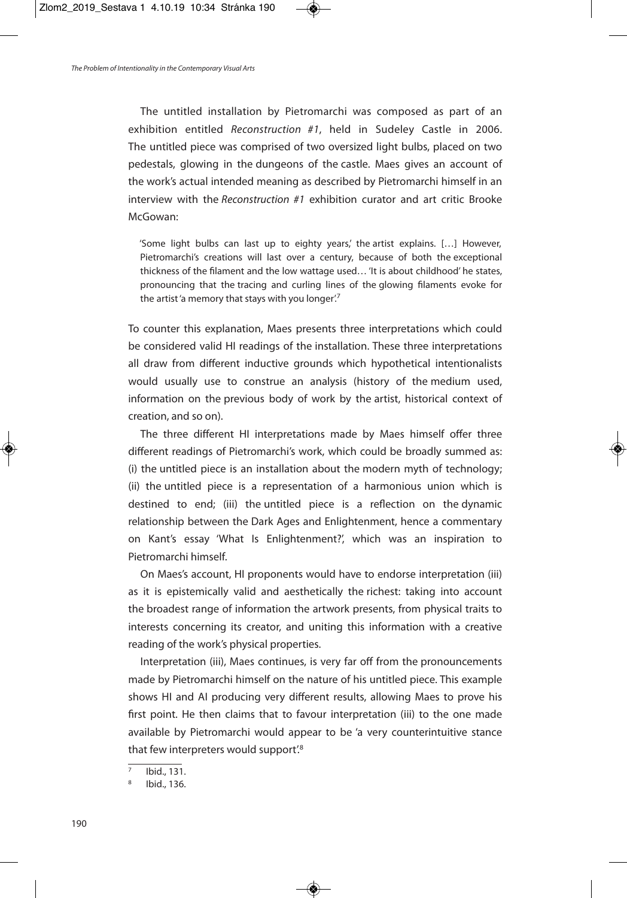The untitled installation by Pietromarchi was composed as part of an exhibition entitled *Reconstruction #1*, held in Sudeley Castle in 2006. The untitled piece was comprised of two oversized light bulbs, placed on two pedestals, glowing in the dungeons of the castle. Maes gives an account of the work's actual intended meaning as described by Pietromarchi himself in an interview with the *Reconstruction #1* exhibition curator and art critic Brooke McGowan:

> 'Some light bulbs can last up to eighty years,' the artist explains. […] However, Pietromarchi's creations will last over a century, because of both the exceptional thickness of the filament and the low wattage used… 'It is about childhood' he states, pronouncing that the tracing and curling lines of the glowing filaments evoke for the artist 'a memory that stays with you longer'.[7]

To counter this explanation, Maes presents three interpretations which could be considered valid HI readings of the installation. These three interpretations all draw from different inductive grounds which hypothetical intentionalists would usually use to construe an analysis (history of the medium used, information on the previous body of work by the artist, historical context of creation, and so on).

The three different HI interpretations made by Maes himself offer three different readings of Pietromarchi's work, which could be broadly summed as: (i) the untitled piece is an installation about the modern myth of technology; (ii) the untitled piece is a representation of a harmonious union which is destined to end; (iii) the untitled piece is a reflection on the dynamic relationship between the Dark Ages and Enlightenment, hence a commentary on Kant's essay 'What Is Enlightenment?', which was an inspiration to Pietromarchi himself.

On Maes's account, HI proponents would have to endorse interpretation (iii) as it is epistemically valid and aesthetically the richest: taking into account the broadest range of information the artwork presents, from physical traits to interests concerning its creator, and uniting this information with a creative reading of the work's physical properties.

Interpretation (iii), Maes continues, is very far off from the pronouncements made by Pietromarchi himself on the nature of his untitled piece. This example shows HI and AI producing very different results, allowing Maes to prove his first point. He then claims that to favour interpretation (iii) to the one made available by Pietromarchi would appear to be 'a very counterintuitive stance that few interpreters would support'.[8]

---

[7] Ibid., 131.

[8] Ibid., 136.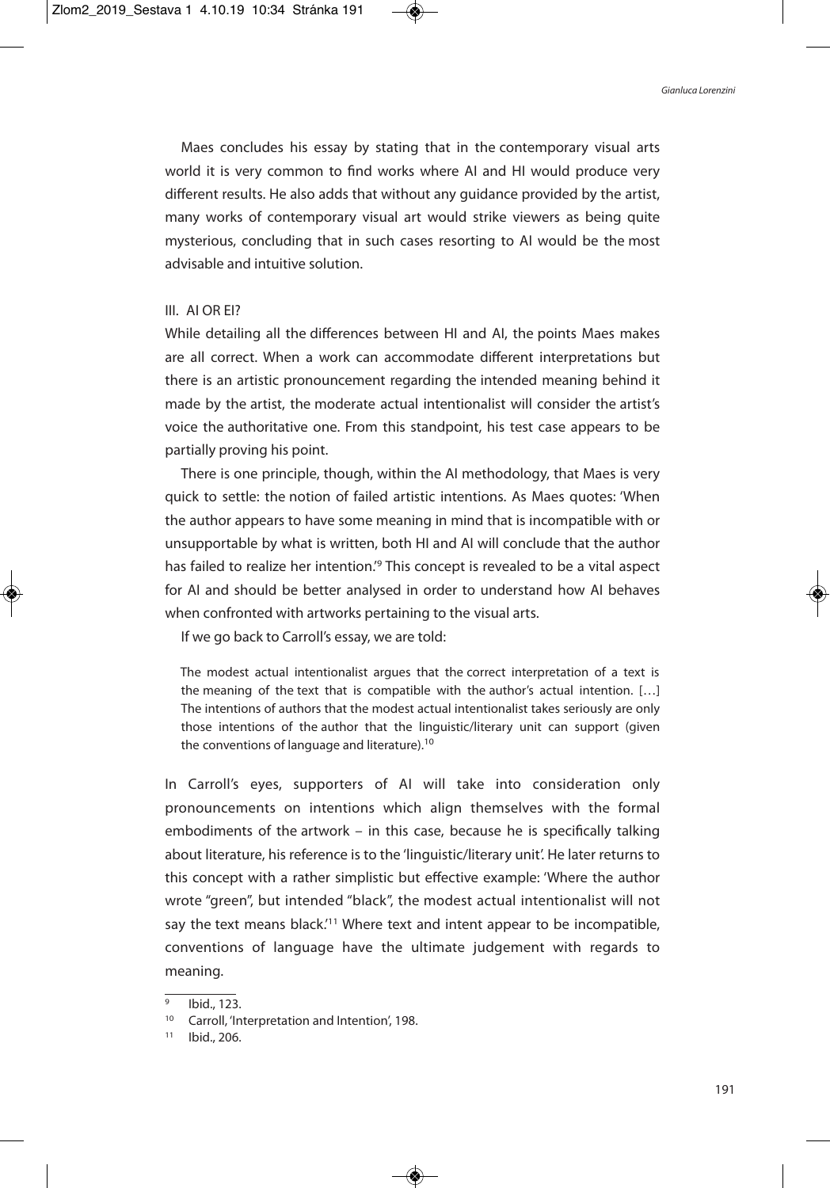Maes concludes his essay by stating that in the contemporary visual arts world it is very common to find works where AI and HI would produce very different results. He also adds that without any guidance provided by the artist, many works of contemporary visual art would strike viewers as being quite mysterious, concluding that in such cases resorting to AI would be the most advisable and intuitive solution.

## III. AI OR EI?

While detailing all the differences between HI and AI, the points Maes makes are all correct. When a work can accommodate different interpretations but there is an artistic pronouncement regarding the intended meaning behind it made by the artist, the moderate actual intentionalist will consider the artist's voice the authoritative one. From this standpoint, his test case appears to be partially proving his point.

There is one principle, though, within the AI methodology, that Maes is very quick to settle: the notion of failed artistic intentions. As Maes quotes: 'When the author appears to have some meaning in mind that is incompatible with or unsupportable by what is written, both HI and AI will conclude that the author has failed to realize her intention.'[9] This concept is revealed to be a vital aspect for AI and should be better analysed in order to understand how AI behaves when confronted with artworks pertaining to the visual arts.

If we go back to Carroll's essay, we are told:

> The modest actual intentionalist argues that the correct interpretation of a text is the meaning of the text that is compatible with the author's actual intention. […] The intentions of authors that the modest actual intentionalist takes seriously are only those intentions of the author that the linguistic/literary unit can support (given the conventions of language and literature).[10]

In Carroll's eyes, supporters of AI will take into consideration only pronouncements on intentions which align themselves with the formal embodiments of the artwork – in this case, because he is specifically talking about literature, his reference is to the 'linguistic/literary unit'. He later returns to this concept with a rather simplistic but effective example: 'Where the author wrote "green", but intended "black", the modest actual intentionalist will not say the text means black.'[11] Where text and intent appear to be incompatible, conventions of language have the ultimate judgement with regards to meaning.

---

[9] Ibid., 123.

[10] Carroll, 'Interpretation and Intention', 198.

[11] Ibid., 206.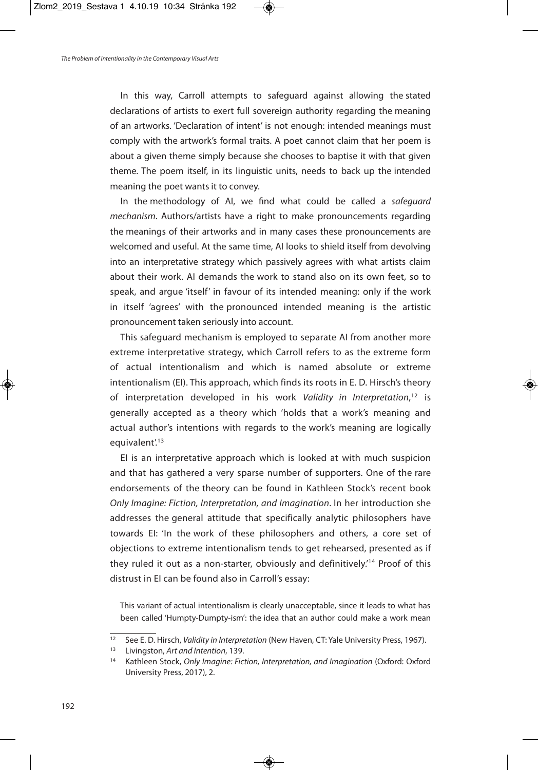In this way, Carroll attempts to safeguard against allowing the stated declarations of artists to exert full sovereign authority regarding the meaning of an artworks. 'Declaration of intent' is not enough: intended meanings must comply with the artwork's formal traits. A poet cannot claim that her poem is about a given theme simply because she chooses to baptise it with that given theme. The poem itself, in its linguistic units, needs to back up the intended meaning the poet wants it to convey.

In the methodology of AI, we find what could be called a *safeguard mechanism*. Authors/artists have a right to make pronouncements regarding the meanings of their artworks and in many cases these pronouncements are welcomed and useful. At the same time, AI looks to shield itself from devolving into an interpretative strategy which passively agrees with what artists claim about their work. AI demands the work to stand also on its own feet, so to speak, and argue 'itself' in favour of its intended meaning: only if the work in itself 'agrees' with the pronounced intended meaning is the artistic pronouncement taken seriously into account.

This safeguard mechanism is employed to separate AI from another more extreme interpretative strategy, which Carroll refers to as the extreme form of actual intentionalism and which is named absolute or extreme intentionalism (EI). This approach, which finds its roots in E. D. Hirsch's theory of interpretation developed in his work *Validity in Interpretation*,[12] is generally accepted as a theory which 'holds that a work's meaning and actual author's intentions with regards to the work's meaning are logically equivalent'.[13]

EI is an interpretative approach which is looked at with much suspicion and that has gathered a very sparse number of supporters. One of the rare endorsements of the theory can be found in Kathleen Stock's recent book *Only Imagine: Fiction, Interpretation, and Imagination*. In her introduction she addresses the general attitude that specifically analytic philosophers have towards EI: 'In the work of these philosophers and others, a core set of objections to extreme intentionalism tends to get rehearsed, presented as if they ruled it out as a non-starter, obviously and definitively.'[14] Proof of this distrust in EI can be found also in Carroll's essay:

> This variant of actual intentionalism is clearly unacceptable, since it leads to what has been called 'Humpty-Dumpty-ism': the idea that an author could make a work mean

---

[12] See E. D. Hirsch, *Validity in Interpretation* (New Haven, CT: Yale University Press, 1967).

[13] Livingston, *Art and Intention*, 139.

[14] Kathleen Stock, *Only Imagine: Fiction, Interpretation, and Imagination* (Oxford: Oxford University Press, 2017), 2.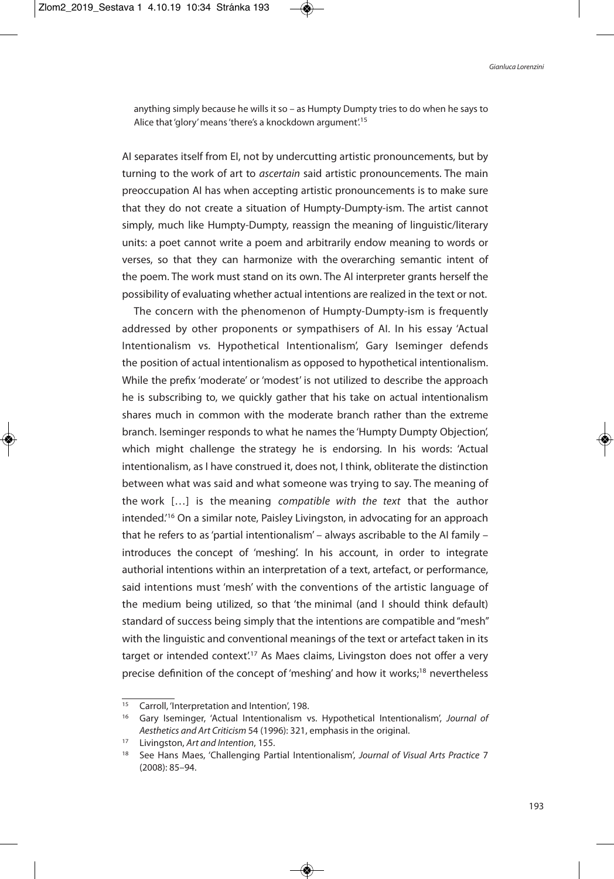anything simply because he wills it so – as Humpty Dumpty tries to do when he says to Alice that 'glory' means 'there's a knockdown argument'.[15]

AI separates itself from EI, not by undercutting artistic pronouncements, but by turning to the work of art to *ascertain* said artistic pronouncements. The main preoccupation AI has when accepting artistic pronouncements is to make sure that they do not create a situation of Humpty-Dumpty-ism. The artist cannot simply, much like Humpty-Dumpty, reassign the meaning of linguistic/literary units: a poet cannot write a poem and arbitrarily endow meaning to words or verses, so that they can harmonize with the overarching semantic intent of the poem. The work must stand on its own. The AI interpreter grants herself the possibility of evaluating whether actual intentions are realized in the text or not.

The concern with the phenomenon of Humpty-Dumpty-ism is frequently addressed by other proponents or sympathisers of AI. In his essay 'Actual Intentionalism vs. Hypothetical Intentionalism', Gary Iseminger defends the position of actual intentionalism as opposed to hypothetical intentionalism. While the prefix 'moderate' or 'modest' is not utilized to describe the approach he is subscribing to, we quickly gather that his take on actual intentionalism shares much in common with the moderate branch rather than the extreme branch. Iseminger responds to what he names the 'Humpty Dumpty Objection', which might challenge the strategy he is endorsing. In his words: 'Actual intentionalism, as I have construed it, does not, I think, obliterate the distinction between what was said and what someone was trying to say. The meaning of the work […] is the meaning *compatible with the text* that the author intended.'[16] On a similar note, Paisley Livingston, in advocating for an approach that he refers to as 'partial intentionalism' – always ascribable to the AI family – introduces the concept of 'meshing'. In his account, in order to integrate authorial intentions within an interpretation of a text, artefact, or performance, said intentions must 'mesh' with the conventions of the artistic language of the medium being utilized, so that 'the minimal (and I should think default) standard of success being simply that the intentions are compatible and "mesh" with the linguistic and conventional meanings of the text or artefact taken in its target or intended context'.[17] As Maes claims, Livingston does not offer a very precise definition of the concept of 'meshing' and how it works;[18] nevertheless

---

[15] Carroll, 'Interpretation and Intention', 198.

[16] Gary Iseminger, 'Actual Intentionalism vs. Hypothetical Intentionalism', *Journal of Aesthetics and Art Criticism* 54 (1996): 321, emphasis in the original.

[17] Livingston, *Art and Intention*, 155.

[18] See Hans Maes, 'Challenging Partial Intentionalism', *Journal of Visual Arts Practice* 7 (2008): 85–94.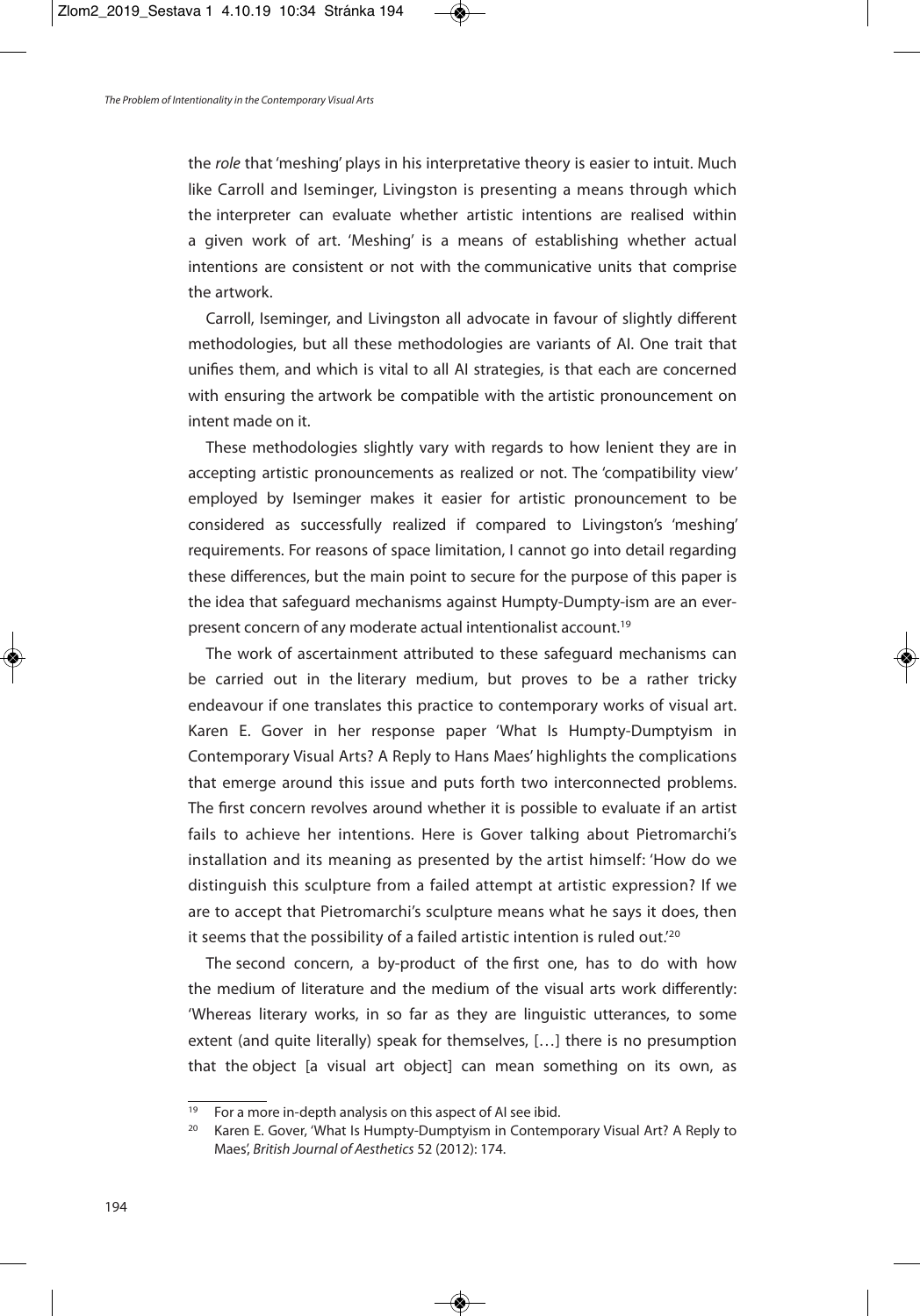the *role* that 'meshing' plays in his interpretative theory is easier to intuit. Much like Carroll and Iseminger, Livingston is presenting a means through which the interpreter can evaluate whether artistic intentions are realised within a given work of art. 'Meshing' is a means of establishing whether actual intentions are consistent or not with the communicative units that comprise the artwork.

Carroll, Iseminger, and Livingston all advocate in favour of slightly different methodologies, but all these methodologies are variants of AI. One trait that unifies them, and which is vital to all AI strategies, is that each are concerned with ensuring the artwork be compatible with the artistic pronouncement on intent made on it.

These methodologies slightly vary with regards to how lenient they are in accepting artistic pronouncements as realized or not. The 'compatibility view' employed by Iseminger makes it easier for artistic pronouncement to be considered as successfully realized if compared to Livingston's 'meshing' requirements. For reasons of space limitation, I cannot go into detail regarding these differences, but the main point to secure for the purpose of this paper is the idea that safeguard mechanisms against Humpty-Dumpty-ism are an ever-present concern of any moderate actual intentionalist account.[19]

The work of ascertainment attributed to these safeguard mechanisms can be carried out in the literary medium, but proves to be a rather tricky endeavour if one translates this practice to contemporary works of visual art. Karen E. Gover in her response paper 'What Is Humpty-Dumptyism in Contemporary Visual Arts? A Reply to Hans Maes' highlights the complications that emerge around this issue and puts forth two interconnected problems. The first concern revolves around whether it is possible to evaluate if an artist fails to achieve her intentions. Here is Gover talking about Pietromarchi's installation and its meaning as presented by the artist himself: 'How do we distinguish this sculpture from a failed attempt at artistic expression? If we are to accept that Pietromarchi's sculpture means what he says it does, then it seems that the possibility of a failed artistic intention is ruled out.'[20]

The second concern, a by-product of the first one, has to do with how the medium of literature and the medium of the visual arts work differently: 'Whereas literary works, in so far as they are linguistic utterances, to some extent (and quite literally) speak for themselves, […] there is no presumption that the object [a visual art object] can mean something on its own, as

---

[19] For a more in-depth analysis on this aspect of AI see ibid.

[20] Karen E. Gover, 'What Is Humpty-Dumptyism in Contemporary Visual Art? A Reply to Maes', *British Journal of Aesthetics* 52 (2012): 174.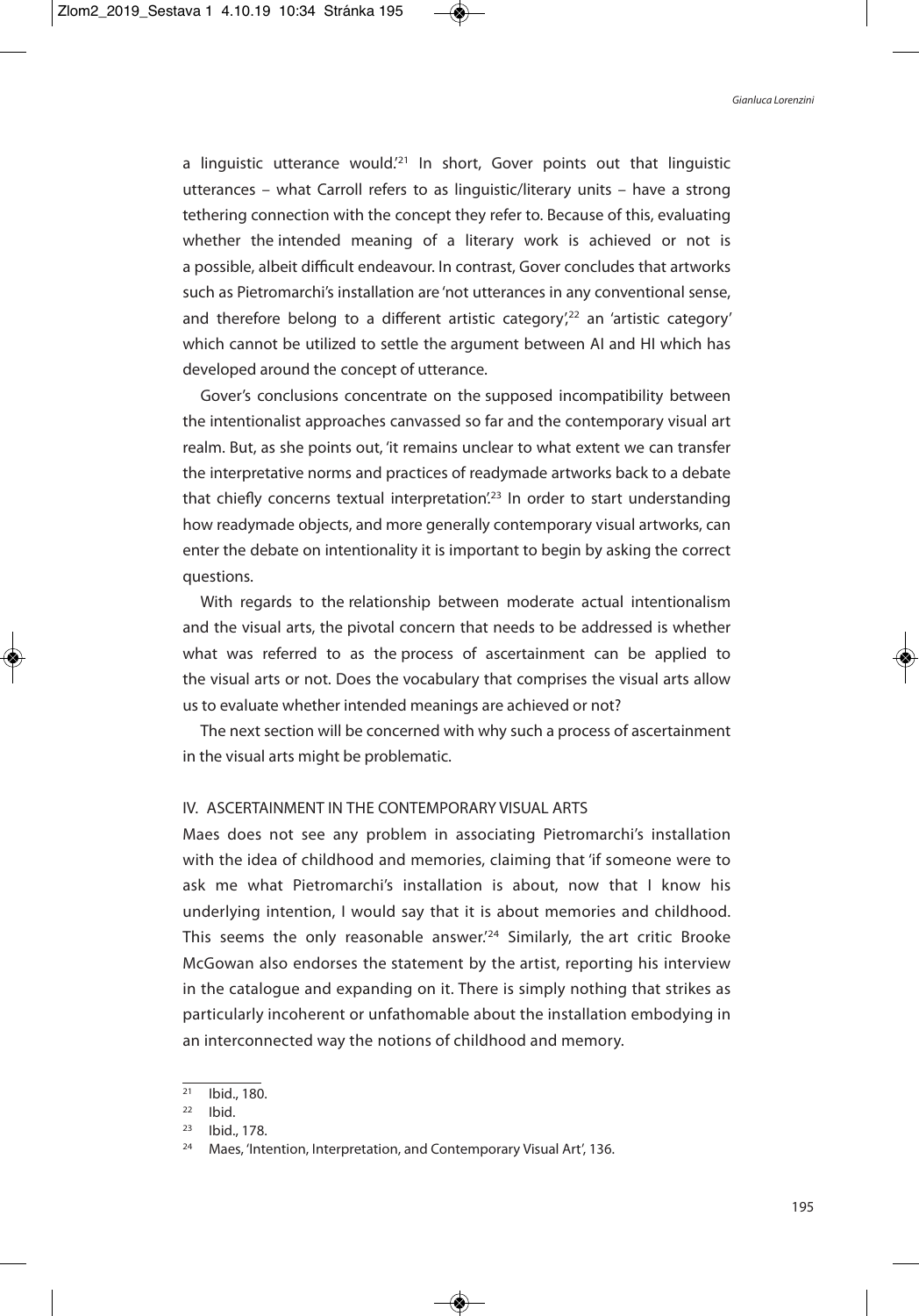a linguistic utterance would.'[21] In short, Gover points out that linguistic utterances – what Carroll refers to as linguistic/literary units – have a strong tethering connection with the concept they refer to. Because of this, evaluating whether the intended meaning of a literary work is achieved or not is a possible, albeit difficult endeavour. In contrast, Gover concludes that artworks such as Pietromarchi's installation are 'not utterances in any conventional sense, and therefore belong to a different artistic category',[22] an 'artistic category' which cannot be utilized to settle the argument between AI and HI which has developed around the concept of utterance.

Gover's conclusions concentrate on the supposed incompatibility between the intentionalist approaches canvassed so far and the contemporary visual art realm. But, as she points out, 'it remains unclear to what extent we can transfer the interpretative norms and practices of readymade artworks back to a debate that chiefly concerns textual interpretation'.[23] In order to start understanding how readymade objects, and more generally contemporary visual artworks, can enter the debate on intentionality it is important to begin by asking the correct questions.

With regards to the relationship between moderate actual intentionalism and the visual arts, the pivotal concern that needs to be addressed is whether what was referred to as the process of ascertainment can be applied to the visual arts or not. Does the vocabulary that comprises the visual arts allow us to evaluate whether intended meanings are achieved or not?

The next section will be concerned with why such a process of ascertainment in the visual arts might be problematic.

## IV. ASCERTAINMENT IN THE CONTEMPORARY VISUAL ARTS

Maes does not see any problem in associating Pietromarchi's installation with the idea of childhood and memories, claiming that 'if someone were to ask me what Pietromarchi's installation is about, now that I know his underlying intention, I would say that it is about memories and childhood. This seems the only reasonable answer.'[24] Similarly, the art critic Brooke McGowan also endorses the statement by the artist, reporting his interview in the catalogue and expanding on it. There is simply nothing that strikes as particularly incoherent or unfathomable about the installation embodying in an interconnected way the notions of childhood and memory.

---

[21] Ibid., 180.

[22] Ibid.

[23] Ibid., 178.

[24] Maes, 'Intention, Interpretation, and Contemporary Visual Art', 136.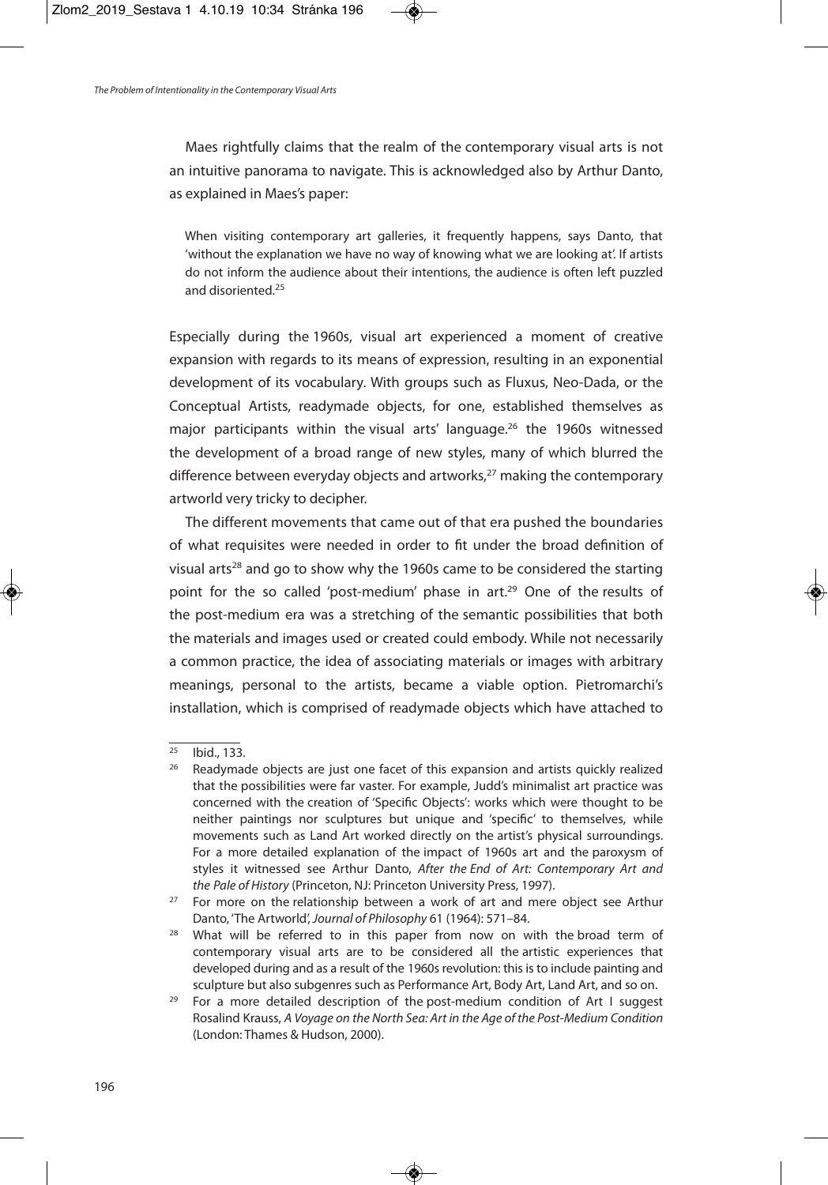Maes rightfully claims that the realm of the contemporary visual arts is not an intuitive panorama to navigate. This is acknowledged also by Arthur Danto, as explained in Maes's paper:

> When visiting contemporary art galleries, it frequently happens, says Danto, that 'without the explanation we have no way of knowing what we are looking at'. If artists do not inform the audience about their intentions, the audience is often left puzzled and disoriented.[25]

Especially during the 1960s, visual art experienced a moment of creative expansion with regards to its means of expression, resulting in an exponential development of its vocabulary. With groups such as Fluxus, Neo-Dada, or the Conceptual Artists, readymade objects, for one, established themselves as major participants within the visual arts' language.[26] the 1960s witnessed the development of a broad range of new styles, many of which blurred the difference between everyday objects and artworks,[27] making the contemporary artworld very tricky to decipher.

The different movements that came out of that era pushed the boundaries of what requisites were needed in order to fit under the broad definition of visual arts[28] and go to show why the 1960s came to be considered the starting point for the so called 'post-medium' phase in art.[29] One of the results of the post-medium era was a stretching of the semantic possibilities that both the materials and images used or created could embody. While not necessarily a common practice, the idea of associating materials or images with arbitrary meanings, personal to the artists, became a viable option. Pietromarchi's installation, which is comprised of readymade objects which have attached to

---

[25] Ibid., 133.

[26] Readymade objects are just one facet of this expansion and artists quickly realized that the possibilities were far vaster. For example, Judd's minimalist art practice was concerned with the creation of 'Specific Objects': works which were thought to be neither paintings nor sculptures but unique and 'specific' to themselves, while movements such as Land Art worked directly on the artist's physical surroundings. For a more detailed explanation of the impact of 1960s art and the paroxysm of styles it witnessed see Arthur Danto, *After the End of Art: Contemporary Art and the Pale of History* (Princeton, NJ: Princeton University Press, 1997).

[27] For more on the relationship between a work of art and mere object see Arthur Danto, 'The Artworld', *Journal of Philosophy* 61 (1964): 571–84.

[28] What will be referred to in this paper from now on with the broad term of contemporary visual arts are to be considered all the artistic experiences that developed during and as a result of the 1960s revolution: this is to include painting and sculpture but also subgenres such as Performance Art, Body Art, Land Art, and so on.

[29] For a more detailed description of the post-medium condition of Art I suggest Rosalind Krauss, *A Voyage on the North Sea: Art in the Age of the Post-Medium Condition* (London: Thames & Hudson, 2000).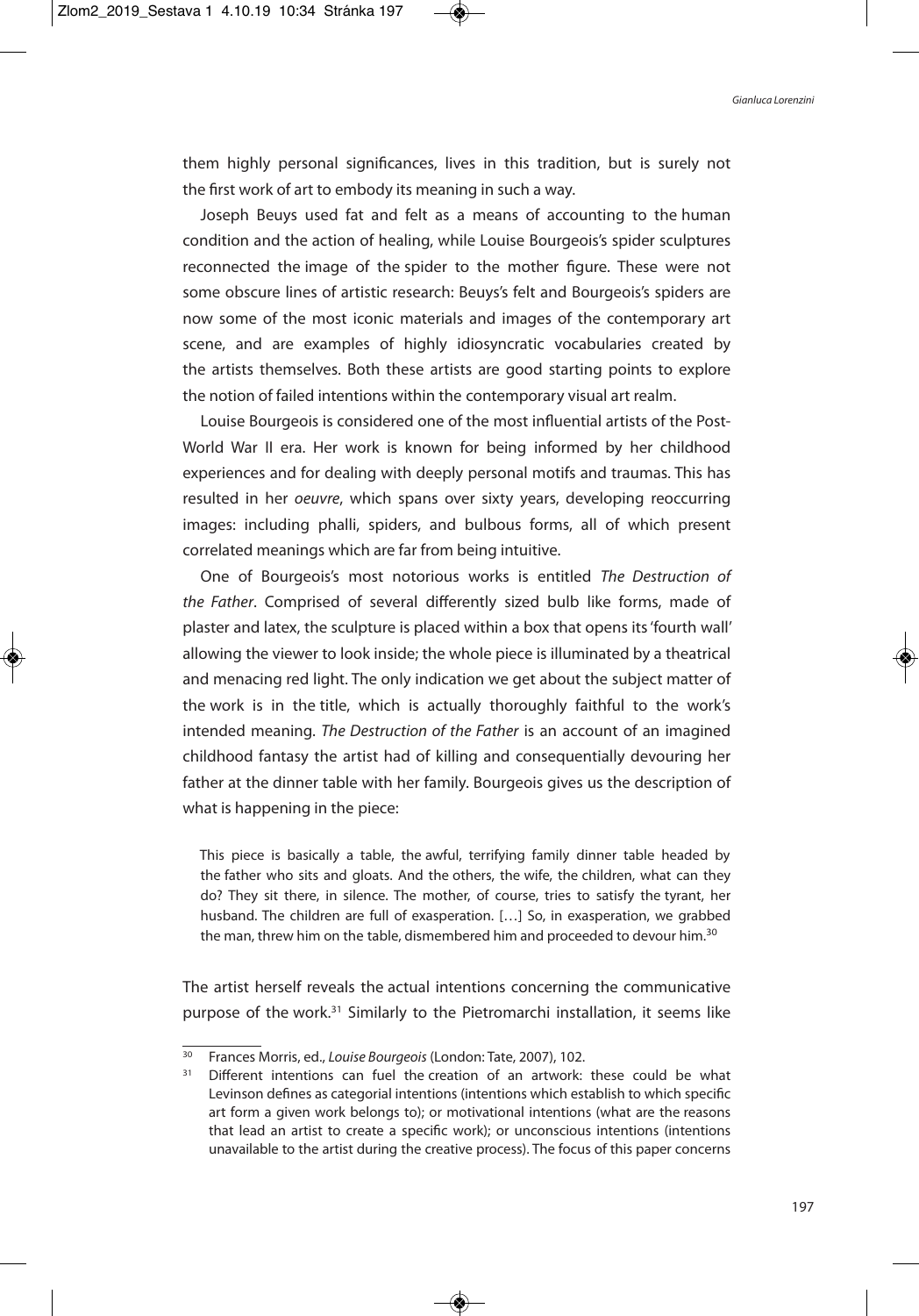them highly personal significances, lives in this tradition, but is surely not the first work of art to embody its meaning in such a way.

Joseph Beuys used fat and felt as a means of accounting to the human condition and the action of healing, while Louise Bourgeois's spider sculptures reconnected the image of the spider to the mother figure. These were not some obscure lines of artistic research: Beuys's felt and Bourgeois's spiders are now some of the most iconic materials and images of the contemporary art scene, and are examples of highly idiosyncratic vocabularies created by the artists themselves. Both these artists are good starting points to explore the notion of failed intentions within the contemporary visual art realm.

Louise Bourgeois is considered one of the most influential artists of the Post-World War II era. Her work is known for being informed by her childhood experiences and for dealing with deeply personal motifs and traumas. This has resulted in her *oeuvre*, which spans over sixty years, developing reoccurring images: including phalli, spiders, and bulbous forms, all of which present correlated meanings which are far from being intuitive.

One of Bourgeois's most notorious works is entitled *The Destruction of the Father*. Comprised of several differently sized bulb like forms, made of plaster and latex, the sculpture is placed within a box that opens its 'fourth wall' allowing the viewer to look inside; the whole piece is illuminated by a theatrical and menacing red light. The only indication we get about the subject matter of the work is in the title, which is actually thoroughly faithful to the work's intended meaning. *The Destruction of the Father* is an account of an imagined childhood fantasy the artist had of killing and consequentially devouring her father at the dinner table with her family. Bourgeois gives us the description of what is happening in the piece:

> This piece is basically a table, the awful, terrifying family dinner table headed by the father who sits and gloats. And the others, the wife, the children, what can they do? They sit there, in silence. The mother, of course, tries to satisfy the tyrant, her husband. The children are full of exasperation. […] So, in exasperation, we grabbed the man, threw him on the table, dismembered him and proceeded to devour him.[30]

The artist herself reveals the actual intentions concerning the communicative purpose of the work.[31] Similarly to the Pietromarchi installation, it seems like

---

[30] Frances Morris, ed., *Louise Bourgeois* (London: Tate, 2007), 102.

[31] Different intentions can fuel the creation of an artwork: these could be what Levinson defines as categorial intentions (intentions which establish to which specific art form a given work belongs to); or motivational intentions (what are the reasons that lead an artist to create a specific work); or unconscious intentions (intentions unavailable to the artist during the creative process). The focus of this paper concerns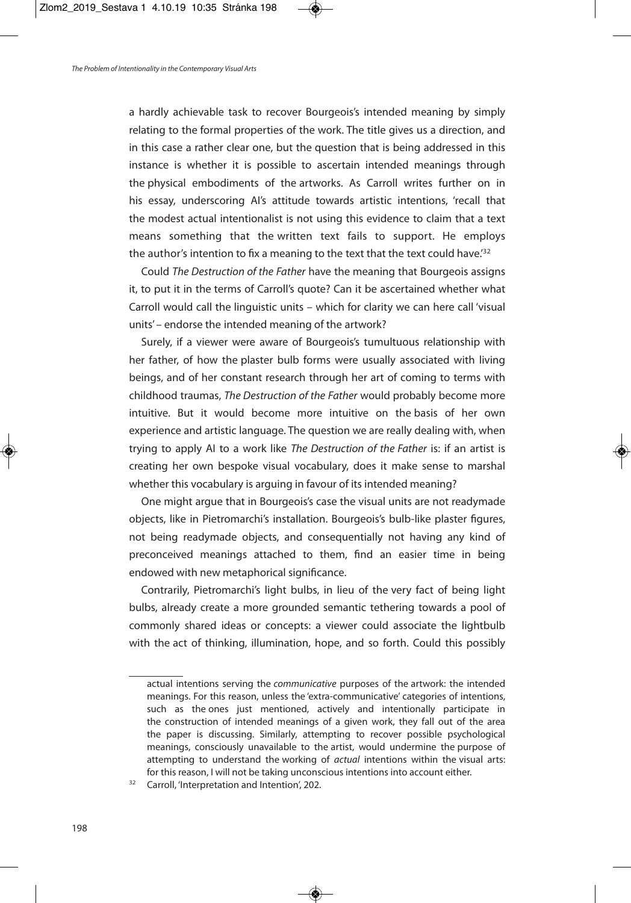a hardly achievable task to recover Bourgeois's intended meaning by simply relating to the formal properties of the work. The title gives us a direction, and in this case a rather clear one, but the question that is being addressed in this instance is whether it is possible to ascertain intended meanings through the physical embodiments of the artworks. As Carroll writes further on in his essay, underscoring AI's attitude towards artistic intentions, 'recall that the modest actual intentionalist is not using this evidence to claim that a text means something that the written text fails to support. He employs the author's intention to fix a meaning to the text that the text could have.'[32]

Could *The Destruction of the Father* have the meaning that Bourgeois assigns it, to put it in the terms of Carroll's quote? Can it be ascertained whether what Carroll would call the linguistic units – which for clarity we can here call 'visual units' – endorse the intended meaning of the artwork?

Surely, if a viewer were aware of Bourgeois's tumultuous relationship with her father, of how the plaster bulb forms were usually associated with living beings, and of her constant research through her art of coming to terms with childhood traumas, *The Destruction of the Father* would probably become more intuitive. But it would become more intuitive on the basis of her own experience and artistic language. The question we are really dealing with, when trying to apply AI to a work like *The Destruction of the Father* is: if an artist is creating her own bespoke visual vocabulary, does it make sense to marshal whether this vocabulary is arguing in favour of its intended meaning?

One might argue that in Bourgeois's case the visual units are not readymade objects, like in Pietromarchi's installation. Bourgeois's bulb-like plaster figures, not being readymade objects, and consequentially not having any kind of preconceived meanings attached to them, find an easier time in being endowed with new metaphorical significance.

Contrarily, Pietromarchi's light bulbs, in lieu of the very fact of being light bulbs, already create a more grounded semantic tethering towards a pool of commonly shared ideas or concepts: a viewer could associate the lightbulb with the act of thinking, illumination, hope, and so forth. Could this possibly

---

actual intentions serving the *communicative* purposes of the artwork: the intended meanings. For this reason, unless the 'extra-communicative' categories of intentions, such as the ones just mentioned, actively and intentionally participate in the construction of intended meanings of a given work, they fall out of the area the paper is discussing. Similarly, attempting to recover possible psychological meanings, consciously unavailable to the artist, would undermine the purpose of attempting to understand the working of *actual* intentions within the visual arts: for this reason, I will not be taking unconscious intentions into account either.

[32] Carroll, 'Interpretation and Intention', 202.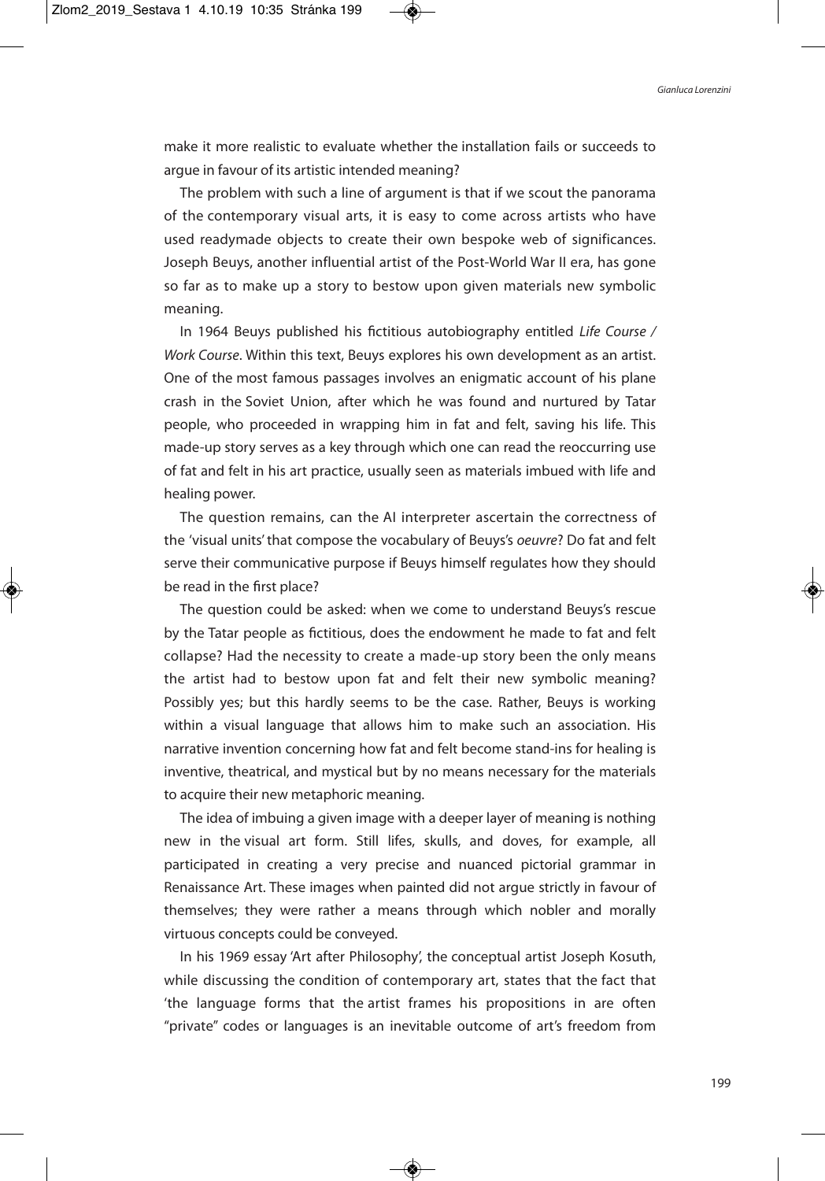make it more realistic to evaluate whether the installation fails or succeeds to argue in favour of its artistic intended meaning?

The problem with such a line of argument is that if we scout the panorama of the contemporary visual arts, it is easy to come across artists who have used readymade objects to create their own bespoke web of significances. Joseph Beuys, another influential artist of the Post-World War II era, has gone so far as to make up a story to bestow upon given materials new symbolic meaning.

In 1964 Beuys published his fictitious autobiography entitled *Life Course / Work Course*. Within this text, Beuys explores his own development as an artist. One of the most famous passages involves an enigmatic account of his plane crash in the Soviet Union, after which he was found and nurtured by Tatar people, who proceeded in wrapping him in fat and felt, saving his life. This made-up story serves as a key through which one can read the reoccurring use of fat and felt in his art practice, usually seen as materials imbued with life and healing power.

The question remains, can the AI interpreter ascertain the correctness of the 'visual units' that compose the vocabulary of Beuys's *oeuvre*? Do fat and felt serve their communicative purpose if Beuys himself regulates how they should be read in the first place?

The question could be asked: when we come to understand Beuys's rescue by the Tatar people as fictitious, does the endowment he made to fat and felt collapse? Had the necessity to create a made-up story been the only means the artist had to bestow upon fat and felt their new symbolic meaning? Possibly yes; but this hardly seems to be the case. Rather, Beuys is working within a visual language that allows him to make such an association. His narrative invention concerning how fat and felt become stand-ins for healing is inventive, theatrical, and mystical but by no means necessary for the materials to acquire their new metaphoric meaning.

The idea of imbuing a given image with a deeper layer of meaning is nothing new in the visual art form. Still lifes, skulls, and doves, for example, all participated in creating a very precise and nuanced pictorial grammar in Renaissance Art. These images when painted did not argue strictly in favour of themselves; they were rather a means through which nobler and morally virtuous concepts could be conveyed.

In his 1969 essay 'Art after Philosophy', the conceptual artist Joseph Kosuth, while discussing the condition of contemporary art, states that the fact that 'the language forms that the artist frames his propositions in are often "private" codes or languages is an inevitable outcome of art's freedom from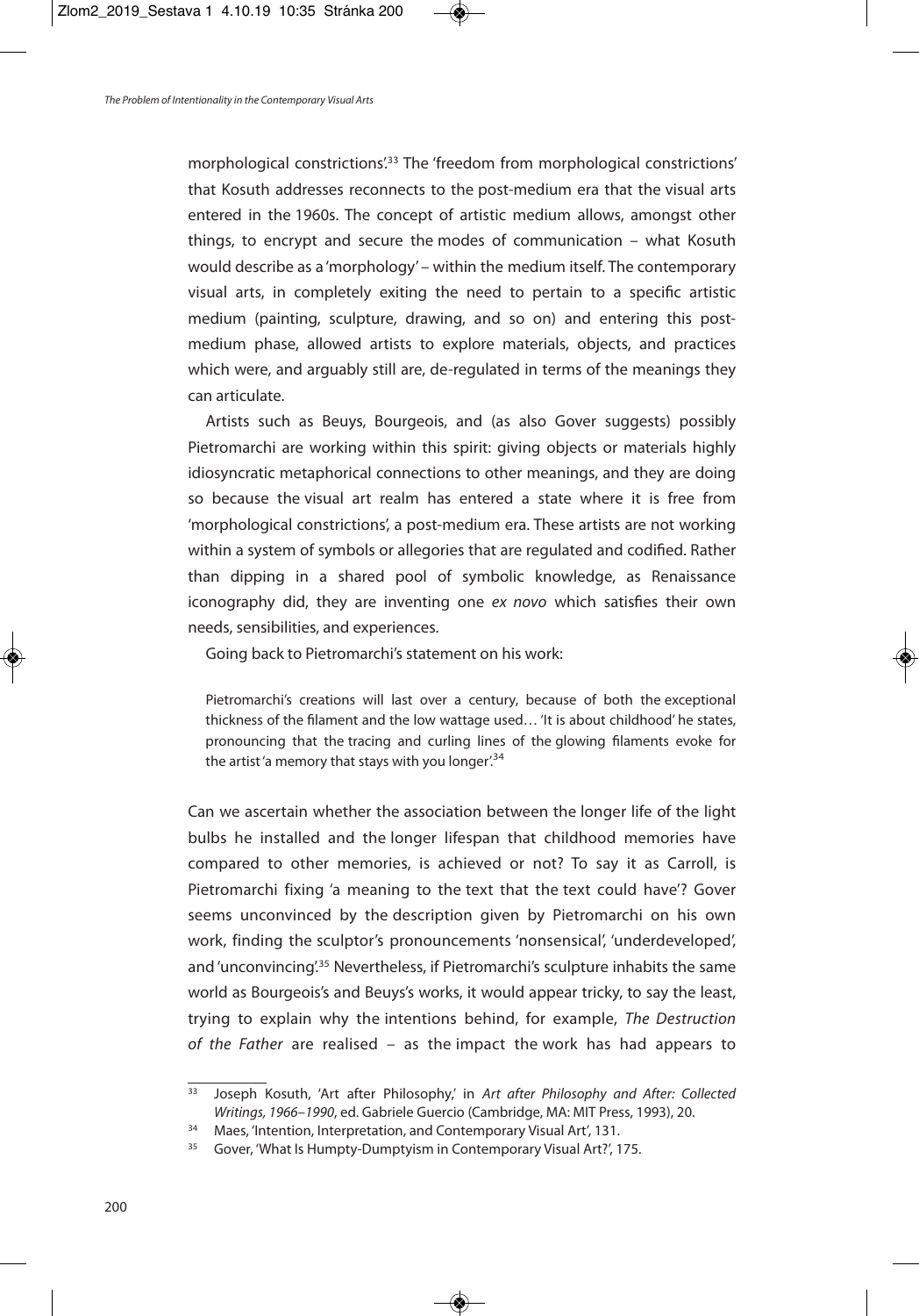morphological constrictions'.[33] The 'freedom from morphological constrictions' that Kosuth addresses reconnects to the post-medium era that the visual arts entered in the 1960s. The concept of artistic medium allows, amongst other things, to encrypt and secure the modes of communication – what Kosuth would describe as a 'morphology' – within the medium itself. The contemporary visual arts, in completely exiting the need to pertain to a specific artistic medium (painting, sculpture, drawing, and so on) and entering this post-medium phase, allowed artists to explore materials, objects, and practices which were, and arguably still are, de-regulated in terms of the meanings they can articulate.

Artists such as Beuys, Bourgeois, and (as also Gover suggests) possibly Pietromarchi are working within this spirit: giving objects or materials highly idiosyncratic metaphorical connections to other meanings, and they are doing so because the visual art realm has entered a state where it is free from 'morphological constrictions', a post-medium era. These artists are not working within a system of symbols or allegories that are regulated and codified. Rather than dipping in a shared pool of symbolic knowledge, as Renaissance iconography did, they are inventing one *ex novo* which satisfies their own needs, sensibilities, and experiences.

Going back to Pietromarchi's statement on his work:

> Pietromarchi's creations will last over a century, because of both the exceptional thickness of the filament and the low wattage used… 'It is about childhood' he states, pronouncing that the tracing and curling lines of the glowing filaments evoke for the artist 'a memory that stays with you longer'.[34]

Can we ascertain whether the association between the longer life of the light bulbs he installed and the longer lifespan that childhood memories have compared to other memories, is achieved or not? To say it as Carroll, is Pietromarchi fixing 'a meaning to the text that the text could have'? Gover seems unconvinced by the description given by Pietromarchi on his own work, finding the sculptor's pronouncements 'nonsensical', 'underdeveloped', and 'unconvincing'.[35] Nevertheless, if Pietromarchi's sculpture inhabits the same world as Bourgeois's and Beuys's works, it would appear tricky, to say the least, trying to explain why the intentions behind, for example, *The Destruction of the Father* are realised – as the impact the work has had appears to

---

[33] Joseph Kosuth, 'Art after Philosophy,' in *Art after Philosophy and After: Collected Writings, 1966–1990*, ed. Gabriele Guercio (Cambridge, MA: MIT Press, 1993), 20.

[34] Maes, 'Intention, Interpretation, and Contemporary Visual Art', 131.

[35] Gover, 'What Is Humpty-Dumptyism in Contemporary Visual Art?', 175.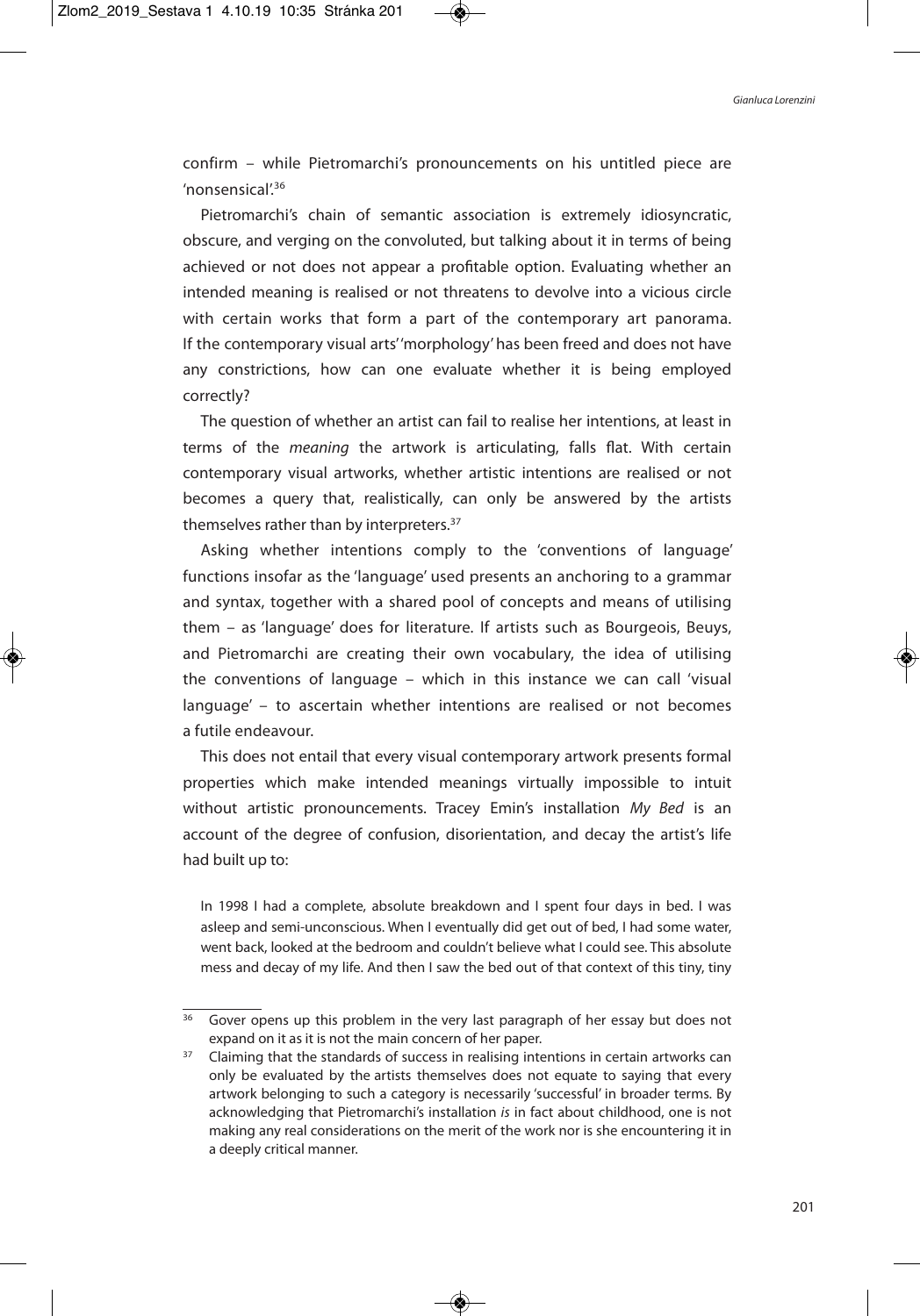confirm – while Pietromarchi's pronouncements on his untitled piece are 'nonsensical'.[36]

Pietromarchi's chain of semantic association is extremely idiosyncratic, obscure, and verging on the convoluted, but talking about it in terms of being achieved or not does not appear a profitable option. Evaluating whether an intended meaning is realised or not threatens to devolve into a vicious circle with certain works that form a part of the contemporary art panorama. If the contemporary visual arts' 'morphology' has been freed and does not have any constrictions, how can one evaluate whether it is being employed correctly?

The question of whether an artist can fail to realise her intentions, at least in terms of the *meaning* the artwork is articulating, falls flat. With certain contemporary visual artworks, whether artistic intentions are realised or not becomes a query that, realistically, can only be answered by the artists themselves rather than by interpreters.[37]

Asking whether intentions comply to the 'conventions of language' functions insofar as the 'language' used presents an anchoring to a grammar and syntax, together with a shared pool of concepts and means of utilising them – as 'language' does for literature. If artists such as Bourgeois, Beuys, and Pietromarchi are creating their own vocabulary, the idea of utilising the conventions of language – which in this instance we can call 'visual language' – to ascertain whether intentions are realised or not becomes a futile endeavour.

This does not entail that every visual contemporary artwork presents formal properties which make intended meanings virtually impossible to intuit without artistic pronouncements. Tracey Emin's installation *My Bed* is an account of the degree of confusion, disorientation, and decay the artist's life had built up to:

> In 1998 I had a complete, absolute breakdown and I spent four days in bed. I was asleep and semi-unconscious. When I eventually did get out of bed, I had some water, went back, looked at the bedroom and couldn't believe what I could see. This absolute mess and decay of my life. And then I saw the bed out of that context of this tiny, tiny

---

[36] Gover opens up this problem in the very last paragraph of her essay but does not expand on it as it is not the main concern of her paper.

[37] Claiming that the standards of success in realising intentions in certain artworks can only be evaluated by the artists themselves does not equate to saying that every artwork belonging to such a category is necessarily 'successful' in broader terms. By acknowledging that Pietromarchi's installation *is* in fact about childhood, one is not making any real considerations on the merit of the work nor is she encountering it in a deeply critical manner.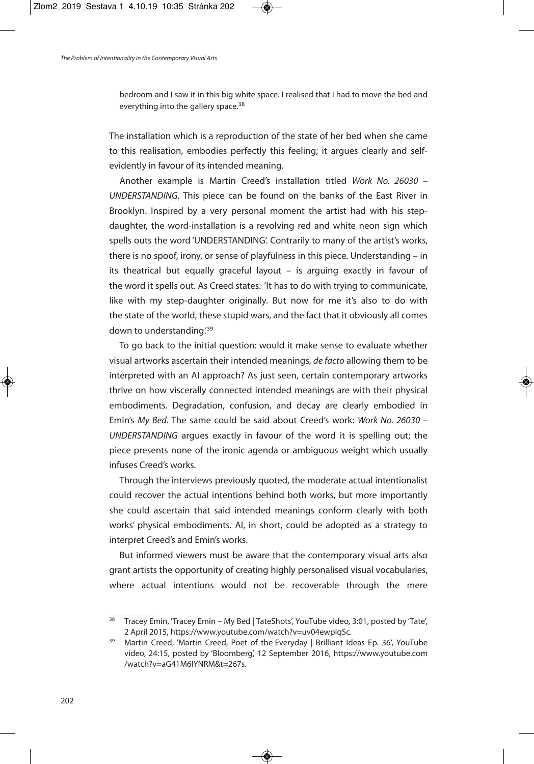bedroom and I saw it in this big white space. I realised that I had to move the bed and everything into the gallery space.[38]

The installation which is a reproduction of the state of her bed when she came to this realisation, embodies perfectly this feeling; it argues clearly and self-evidently in favour of its intended meaning.

Another example is Martin Creed's installation titled *Work No. 26030 – UNDERSTANDING*. This piece can be found on the banks of the East River in Brooklyn. Inspired by a very personal moment the artist had with his step-daughter, the word-installation is a revolving red and white neon sign which spells outs the word 'UNDERSTANDING'. Contrarily to many of the artist's works, there is no spoof, irony, or sense of playfulness in this piece. Understanding – in its theatrical but equally graceful layout – is arguing exactly in favour of the word it spells out. As Creed states: 'It has to do with trying to communicate, like with my step-daughter originally. But now for me it's also to do with the state of the world, these stupid wars, and the fact that it obviously all comes down to understanding.'[39]

To go back to the initial question: would it make sense to evaluate whether visual artworks ascertain their intended meanings, *de facto* allowing them to be interpreted with an AI approach? As just seen, certain contemporary artworks thrive on how viscerally connected intended meanings are with their physical embodiments. Degradation, confusion, and decay are clearly embodied in Emin's *My Bed*. The same could be said about Creed's work: *Work No. 26030 – UNDERSTANDING* argues exactly in favour of the word it is spelling out; the piece presents none of the ironic agenda or ambiguous weight which usually infuses Creed's works.

Through the interviews previously quoted, the moderate actual intentionalist could recover the actual intentions behind both works, but more importantly she could ascertain that said intended meanings conform clearly with both works' physical embodiments. AI, in short, could be adopted as a strategy to interpret Creed's and Emin's works.

But informed viewers must be aware that the contemporary visual arts also grant artists the opportunity of creating highly personalised visual vocabularies, where actual intentions would not be recoverable through the mere

---

[38] Tracey Emin, 'Tracey Emin – My Bed | TateShots', YouTube video, 3:01, posted by 'Tate', 2 April 2015, https://www.youtube.com/watch?v=uv04ewpiqSc.

[39] Martin Creed, 'Martin Creed, Poet of the Everyday | Brilliant Ideas Ep. 36', YouTube video, 24:15, posted by 'Bloomberg', 12 September 2016, https://www.youtube.com/watch?v=aG41M6IYNRM&t=267s.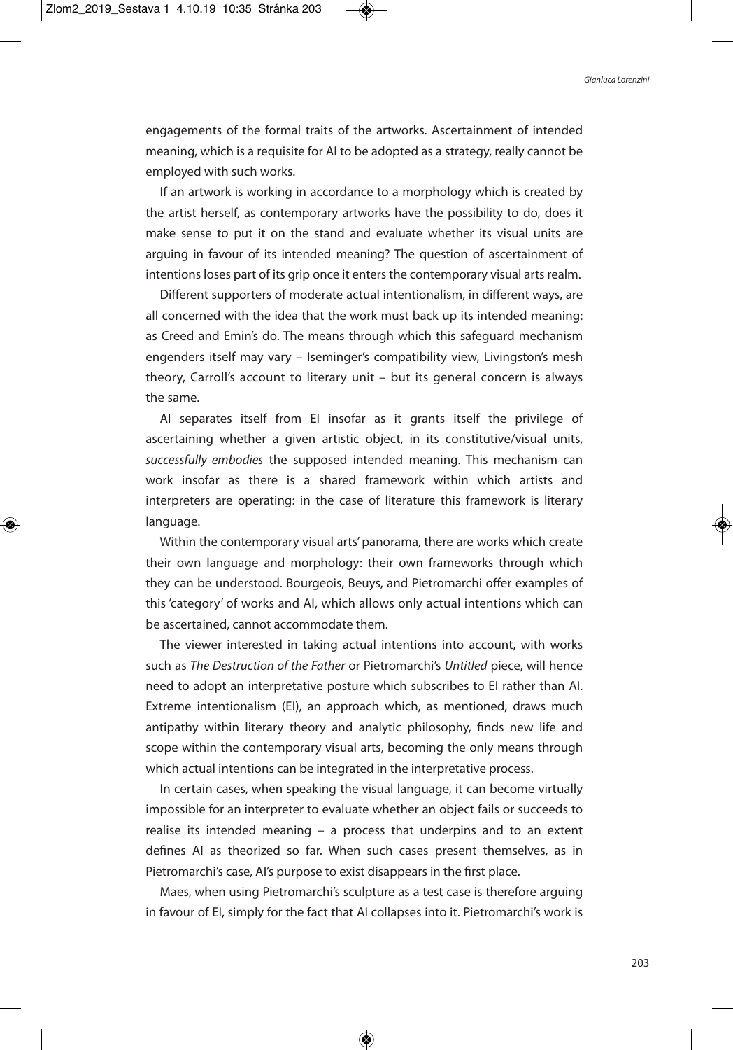engagements of the formal traits of the artworks. Ascertainment of intended meaning, which is a requisite for AI to be adopted as a strategy, really cannot be employed with such works.

If an artwork is working in accordance to a morphology which is created by the artist herself, as contemporary artworks have the possibility to do, does it make sense to put it on the stand and evaluate whether its visual units are arguing in favour of its intended meaning? The question of ascertainment of intentions loses part of its grip once it enters the contemporary visual arts realm.

Different supporters of moderate actual intentionalism, in different ways, are all concerned with the idea that the work must back up its intended meaning: as Creed and Emin's do. The means through which this safeguard mechanism engenders itself may vary – Iseminger's compatibility view, Livingston's mesh theory, Carroll's account to literary unit – but its general concern is always the same.

AI separates itself from EI insofar as it grants itself the privilege of ascertaining whether a given artistic object, in its constitutive/visual units, *successfully embodies* the supposed intended meaning. This mechanism can work insofar as there is a shared framework within which artists and interpreters are operating: in the case of literature this framework is literary language.

Within the contemporary visual arts' panorama, there are works which create their own language and morphology: their own frameworks through which they can be understood. Bourgeois, Beuys, and Pietromarchi offer examples of this 'category' of works and AI, which allows only actual intentions which can be ascertained, cannot accommodate them.

The viewer interested in taking actual intentions into account, with works such as *The Destruction of the Father* or Pietromarchi's *Untitled* piece, will hence need to adopt an interpretative posture which subscribes to EI rather than AI. Extreme intentionalism (EI), an approach which, as mentioned, draws much antipathy within literary theory and analytic philosophy, finds new life and scope within the contemporary visual arts, becoming the only means through which actual intentions can be integrated in the interpretative process.

In certain cases, when speaking the visual language, it can become virtually impossible for an interpreter to evaluate whether an object fails or succeeds to realise its intended meaning – a process that underpins and to an extent defines AI as theorized so far. When such cases present themselves, as in Pietromarchi's case, AI's purpose to exist disappears in the first place.

Maes, when using Pietromarchi's sculpture as a test case is therefore arguing in favour of EI, simply for the fact that AI collapses into it. Pietromarchi's work is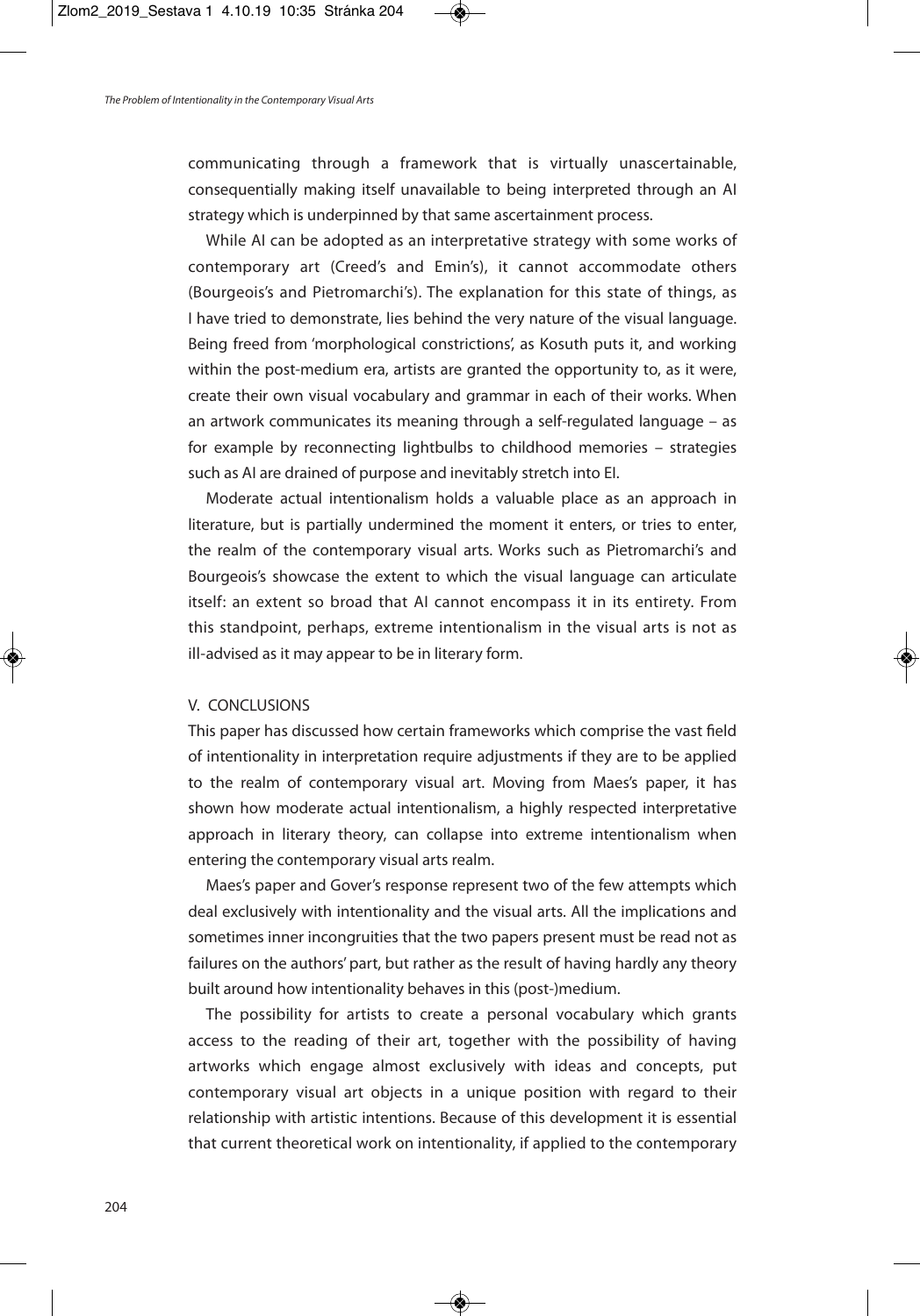communicating through a framework that is virtually unascertainable, consequentially making itself unavailable to being interpreted through an AI strategy which is underpinned by that same ascertainment process.

While AI can be adopted as an interpretative strategy with some works of contemporary art (Creed's and Emin's), it cannot accommodate others (Bourgeois's and Pietromarchi's). The explanation for this state of things, as I have tried to demonstrate, lies behind the very nature of the visual language. Being freed from 'morphological constrictions', as Kosuth puts it, and working within the post-medium era, artists are granted the opportunity to, as it were, create their own visual vocabulary and grammar in each of their works. When an artwork communicates its meaning through a self-regulated language – as for example by reconnecting lightbulbs to childhood memories – strategies such as AI are drained of purpose and inevitably stretch into EI.

Moderate actual intentionalism holds a valuable place as an approach in literature, but is partially undermined the moment it enters, or tries to enter, the realm of the contemporary visual arts. Works such as Pietromarchi's and Bourgeois's showcase the extent to which the visual language can articulate itself: an extent so broad that AI cannot encompass it in its entirety. From this standpoint, perhaps, extreme intentionalism in the visual arts is not as ill-advised as it may appear to be in literary form.

## V. CONCLUSIONS

This paper has discussed how certain frameworks which comprise the vast field of intentionality in interpretation require adjustments if they are to be applied to the realm of contemporary visual art. Moving from Maes's paper, it has shown how moderate actual intentionalism, a highly respected interpretative approach in literary theory, can collapse into extreme intentionalism when entering the contemporary visual arts realm.

Maes's paper and Gover's response represent two of the few attempts which deal exclusively with intentionality and the visual arts. All the implications and sometimes inner incongruities that the two papers present must be read not as failures on the authors' part, but rather as the result of having hardly any theory built around how intentionality behaves in this (post-)medium.

The possibility for artists to create a personal vocabulary which grants access to the reading of their art, together with the possibility of having artworks which engage almost exclusively with ideas and concepts, put contemporary visual art objects in a unique position with regard to their relationship with artistic intentions. Because of this development it is essential that current theoretical work on intentionality, if applied to the contemporary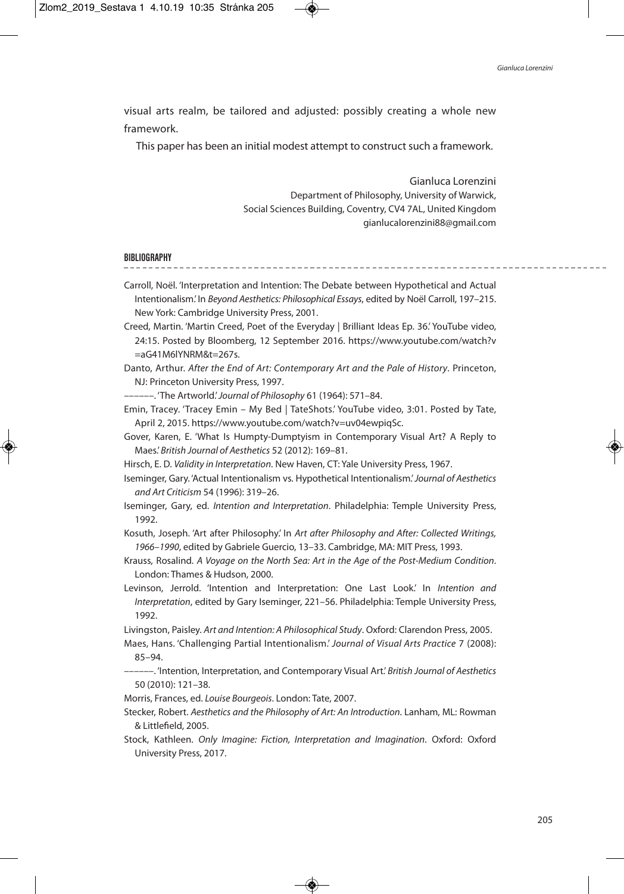visual arts realm, be tailored and adjusted: possibly creating a whole new framework.

This paper has been an initial modest attempt to construct such a framework.

Gianluca Lorenzini
Department of Philosophy, University of Warwick,
Social Sciences Building, Coventry, CV4 7AL, United Kingdom
gianlucalorenzini88@gmail.com

## BIBLIOGRAPHY

Carroll, Noël. 'Interpretation and Intention: The Debate between Hypothetical and Actual Intentionalism.' In *Beyond Aesthetics: Philosophical Essays*, edited by Noël Carroll, 197–215. New York: Cambridge University Press, 2001.

Creed, Martin. 'Martin Creed, Poet of the Everyday | Brilliant Ideas Ep. 36.' YouTube video, 24:15. Posted by Bloomberg, 12 September 2016. https://www.youtube.com/watch?v=aG41M6lYNRM&t=267s.

Danto, Arthur. *After the End of Art: Contemporary Art and the Pale of History*. Princeton, NJ: Princeton University Press, 1997.

––––––. 'The Artworld.' *Journal of Philosophy* 61 (1964): 571–84.

Emin, Tracey. 'Tracey Emin – My Bed | TateShots.' YouTube video, 3:01. Posted by Tate, April 2, 2015. https://www.youtube.com/watch?v=uv04ewpiqSc.

Gover, Karen, E. 'What Is Humpty-Dumptyism in Contemporary Visual Art? A Reply to Maes.' *British Journal of Aesthetics* 52 (2012): 169–81.

Hirsch, E. D. *Validity in Interpretation*. New Haven, CT: Yale University Press, 1967.

Iseminger, Gary. 'Actual Intentionalism vs. Hypothetical Intentionalism.' *Journal of Aesthetics and Art Criticism* 54 (1996): 319–26.

Iseminger, Gary, ed. *Intention and Interpretation*. Philadelphia: Temple University Press, 1992.

Kosuth, Joseph. 'Art after Philosophy.' In *Art after Philosophy and After: Collected Writings, 1966–1990*, edited by Gabriele Guercio, 13–33. Cambridge, MA: MIT Press, 1993.

Krauss, Rosalind. *A Voyage on the North Sea: Art in the Age of the Post-Medium Condition*. London: Thames & Hudson, 2000.

Levinson, Jerrold. 'Intention and Interpretation: One Last Look.' In *Intention and Interpretation*, edited by Gary Iseminger, 221–56. Philadelphia: Temple University Press, 1992.

Livingston, Paisley. *Art and Intention: A Philosophical Study*. Oxford: Clarendon Press, 2005.

Maes, Hans. 'Challenging Partial Intentionalism.' *Journal of Visual Arts Practice* 7 (2008): 85–94.

––––––. 'Intention, Interpretation, and Contemporary Visual Art.' *British Journal of Aesthetics* 50 (2010): 121–38.

Morris, Frances, ed. *Louise Bourgeois*. London: Tate, 2007.

Stecker, Robert. *Aesthetics and the Philosophy of Art: An Introduction*. Lanham, ML: Rowman & Littlefield, 2005.

Stock, Kathleen. *Only Imagine: Fiction, Interpretation and Imagination*. Oxford: Oxford University Press, 2017.